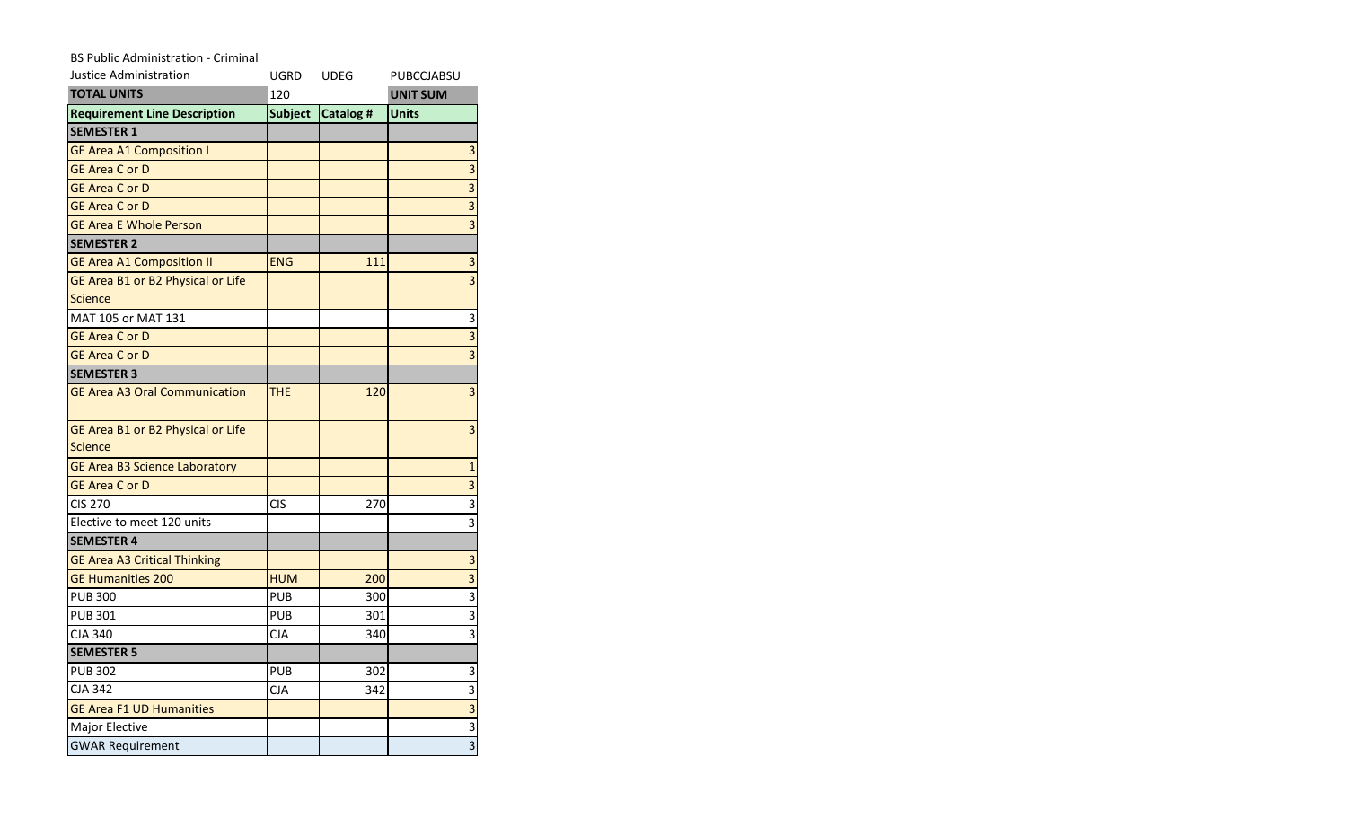| BS Public Administration - Criminal Justice Administration | UGRD | UDEG | PUBCCJABSU |
|---|---|---|---|
| **TOTAL UNITS** | 120 | | **UNIT SUM** |
| **Requirement Line Description** | **Subject** | **Catalog #** | **Units** |
| **SEMESTER 1** | | | |
| GE Area A1 Composition I | | | 3 |
| GE Area C or D | | | 3 |
| GE Area C or D | | | 3 |
| GE Area C or D | | | 3 |
| GE Area E Whole Person | | | 3 |
| **SEMESTER 2** | | | |
| GE Area A1 Composition II | ENG | 111 | 3 |
| GE Area B1 or B2 Physical or Life Science | | | 3 |
| MAT 105 or MAT 131 | | | 3 |
| GE Area C or D | | | 3 |
| GE Area C or D | | | 3 |
| **SEMESTER 3** | | | |
| GE Area A3 Oral Communication | THE | 120 | 3 |
| GE Area B1 or B2 Physical or Life Science | | | 3 |
| GE Area B3 Science Laboratory | | | 1 |
| GE Area C or D | | | 3 |
| CIS 270 | CIS | 270 | 3 |
| Elective to meet 120 units | | | 3 |
| **SEMESTER 4** | | | |
| GE Area A3 Critical Thinking | | | 3 |
| GE Humanities 200 | HUM | 200 | 3 |
| PUB 300 | PUB | 300 | 3 |
| PUB 301 | PUB | 301 | 3 |
| CJA 340 | CJA | 340 | 3 |
| **SEMESTER 5** | | | |
| PUB 302 | PUB | 302 | 3 |
| CJA 342 | CJA | 342 | 3 |
| GE Area F1 UD Humanities | | | 3 |
| Major Elective | | | 3 |
| GWAR Requirement | | | 3 |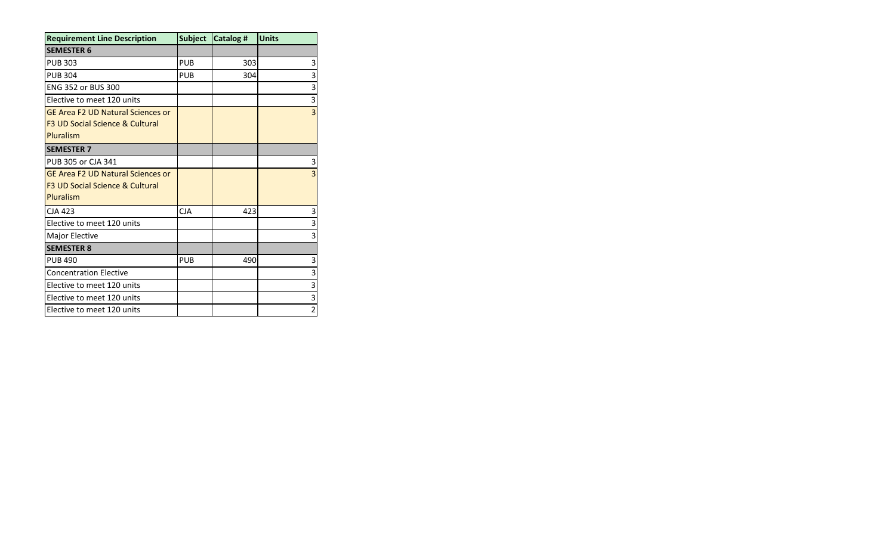| Requirement Line Description | Subject | Catalog # | Units |
|---|---|---|---|
| **SEMESTER 6** | | | |
| PUB 303 | PUB | 303 | 3 |
| PUB 304 | PUB | 304 | 3 |
| ENG 352 or BUS 300 | | | 3 |
| Elective to meet 120 units | | | 3 |
| GE Area F2 UD Natural Sciences or F3 UD Social Science & Cultural Pluralism | | | 3 |
| **SEMESTER 7** | | | |
| PUB 305 or CJA 341 | | | 3 |
| GE Area F2 UD Natural Sciences or F3 UD Social Science & Cultural Pluralism | | | 3 |
| CJA 423 | CJA | 423 | 3 |
| Elective to meet 120 units | | | 3 |
| Major Elective | | | 3 |
| **SEMESTER 8** | | | |
| PUB 490 | PUB | 490 | 3 |
| Concentration Elective | | | 3 |
| Elective to meet 120 units | | | 3 |
| Elective to meet 120 units | | | 3 |
| Elective to meet 120 units | | | 2 |